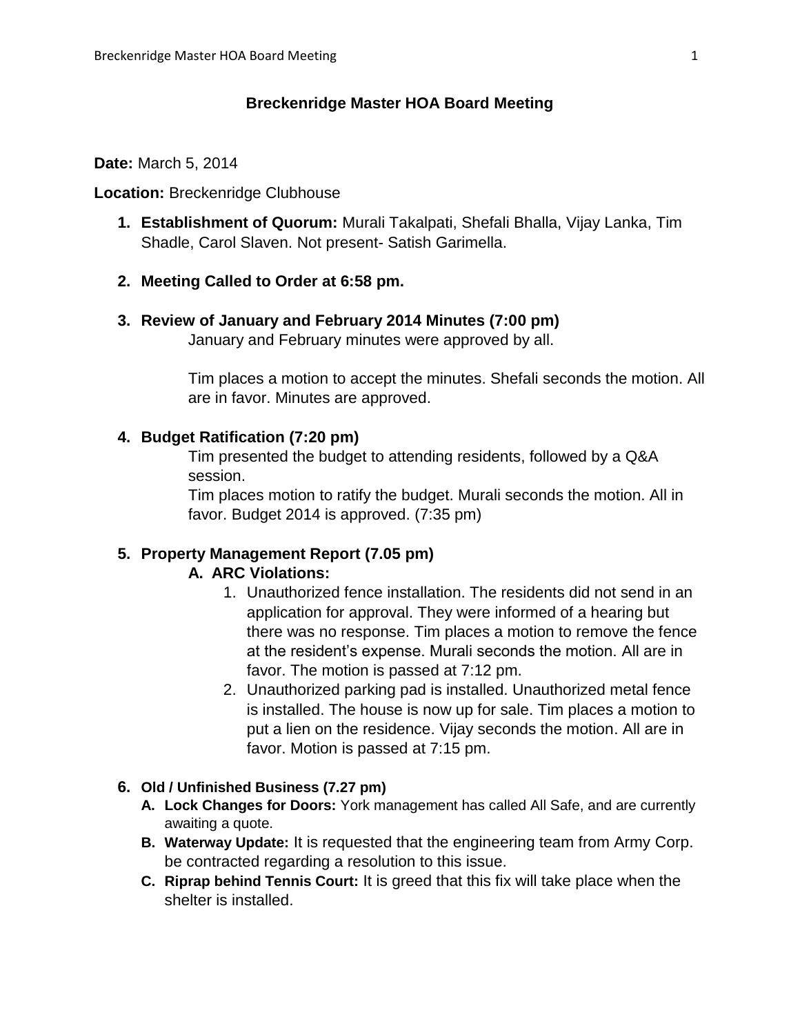# Breckenridge Master HOA Board Meeting

**Date:** March 5, 2014

**Location:** Breckenridge Clubhouse

1. **Establishment of Quorum:** Murali Takalpati, Shefali Bhalla, Vijay Lanka, Tim Shadle, Carol Slaven. Not present- Satish Garimella.

2. **Meeting Called to Order at 6:58 pm.**

3. **Review of January and February 2014 Minutes (7:00 pm)**

   January and February minutes were approved by all.

   Tim places a motion to accept the minutes. Shefali seconds the motion. All are in favor. Minutes are approved.

4. **Budget Ratification (7:20 pm)**

   Tim presented the budget to attending residents, followed by a Q&A session.
   Tim places motion to ratify the budget. Murali seconds the motion. All in favor. Budget 2014 is approved. (7:35 pm)

5. **Property Management Report (7.05 pm)**

   A. **ARC Violations:**
      1. Unauthorized fence installation. The residents did not send in an application for approval. They were informed of a hearing but there was no response. Tim places a motion to remove the fence at the resident's expense. Murali seconds the motion. All are in favor. The motion is passed at 7:12 pm.
      2. Unauthorized parking pad is installed. Unauthorized metal fence is installed. The house is now up for sale. Tim places a motion to put a lien on the residence. Vijay seconds the motion. All are in favor. Motion is passed at 7:15 pm.

6. **Old / Unfinished Business (7.27 pm)**

   A. **Lock Changes for Doors:** York management has called All Safe, and are currently awaiting a quote.

   B. **Waterway Update:** It is requested that the engineering team from Army Corp. be contracted regarding a resolution to this issue.

   C. **Riprap behind Tennis Court:** It is greed that this fix will take place when the shelter is installed.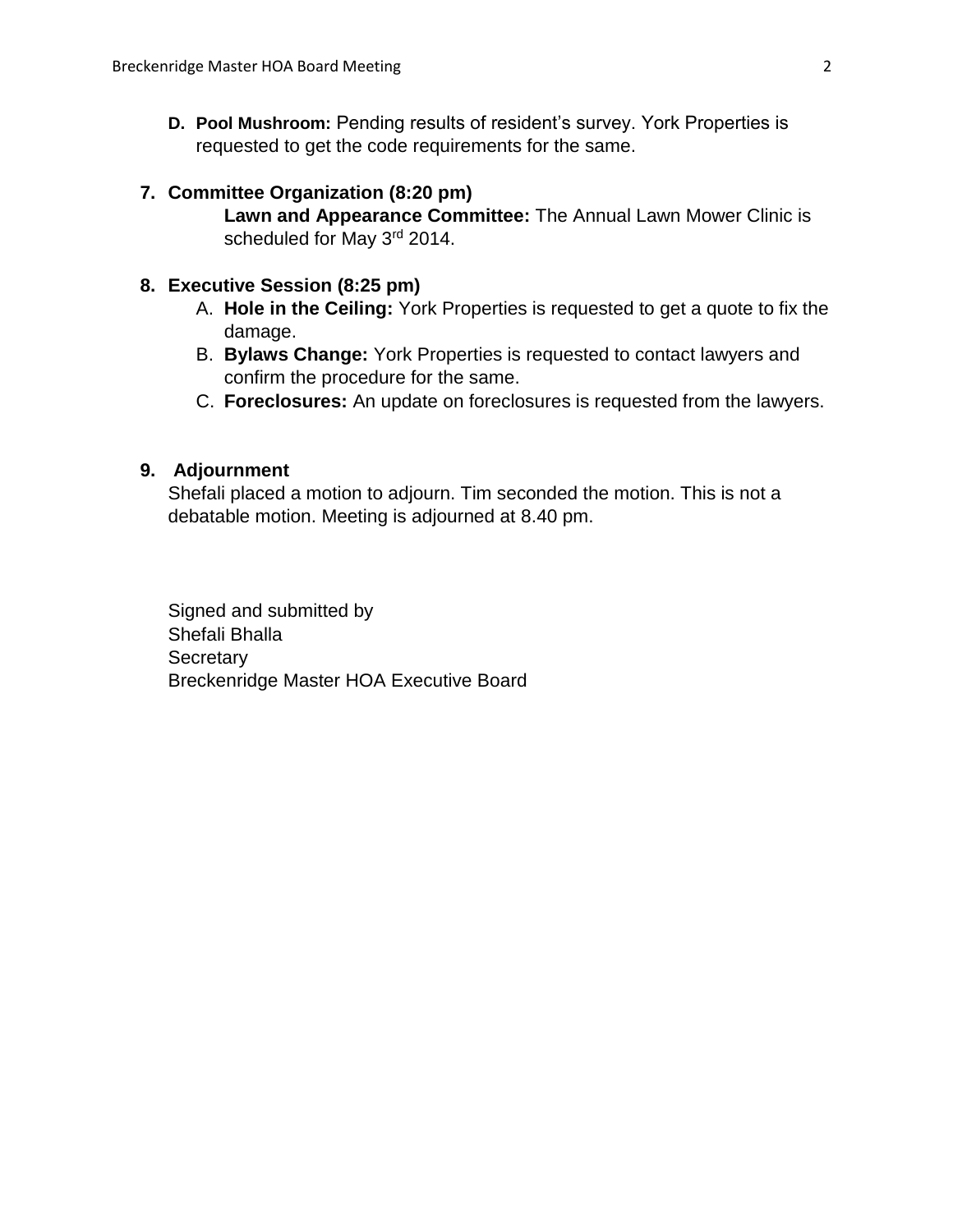D. **Pool Mushroom:** Pending results of resident's survey. York Properties is requested to get the code requirements for the same.

7. **Committee Organization (8:20 pm)**

   **Lawn and Appearance Committee:** The Annual Lawn Mower Clinic is scheduled for May 3rd 2014.

8. **Executive Session (8:25 pm)**
   A. **Hole in the Ceiling:** York Properties is requested to get a quote to fix the damage.
   B. **Bylaws Change:** York Properties is requested to contact lawyers and confirm the procedure for the same.
   C. **Foreclosures:** An update on foreclosures is requested from the lawyers.

9. **Adjournment**

   Shefali placed a motion to adjourn. Tim seconded the motion. This is not a debatable motion. Meeting is adjourned at 8.40 pm.

Signed and submitted by
Shefali Bhalla
Secretary
Breckenridge Master HOA Executive Board